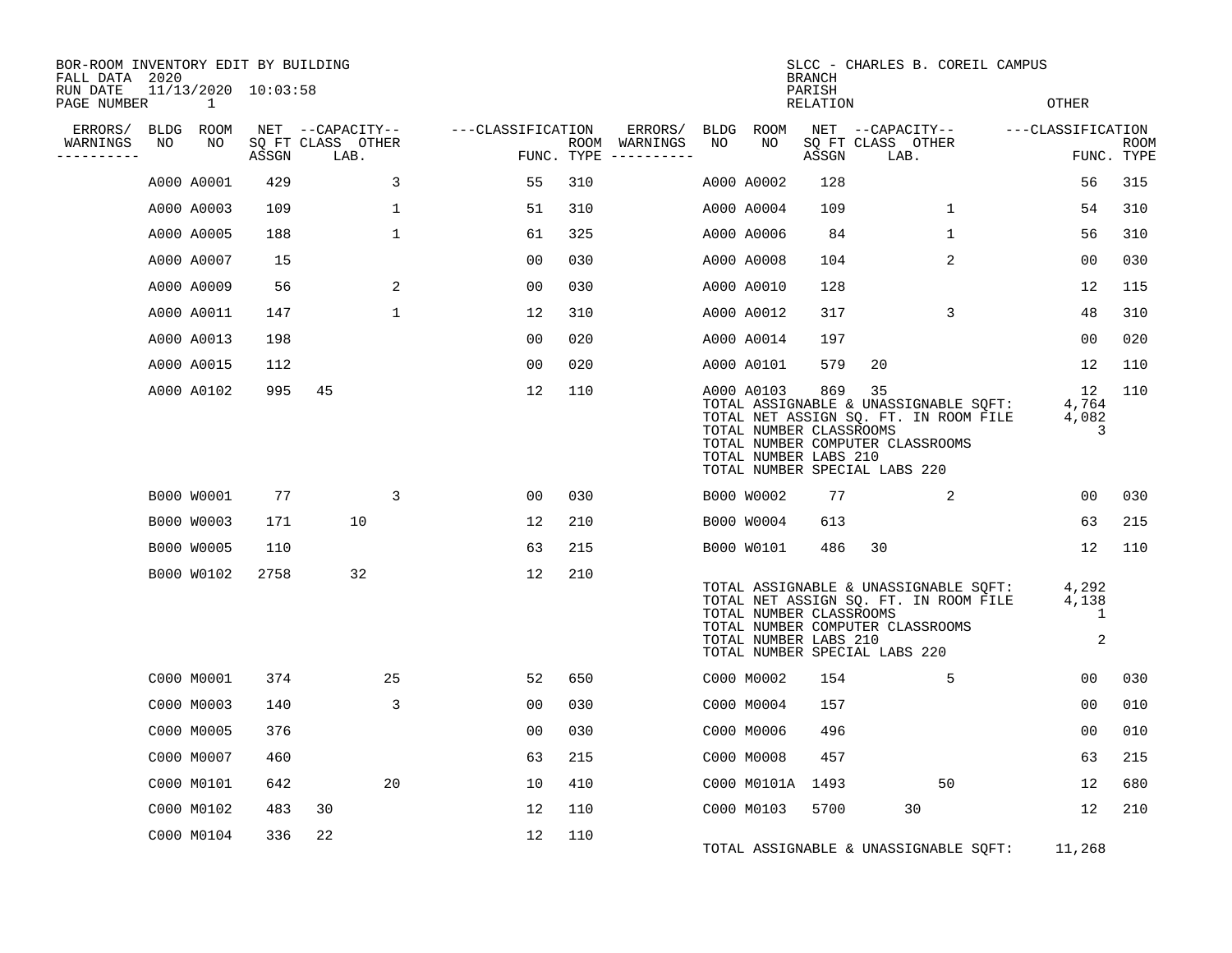BOR-ROOM INVENTORY EDIT BY BUILDING
FALL DATA 2020
RUN DATE 11/13/2020 10:03:58
PAGE NUMBER 1

SLCC - CHARLES B. COREIL CAMPUS
BRANCH
PARISH
RELATION
OTHER

| ERRORS/ WARNINGS | BLDG NO | ROOM NO | NET ASSGN SQ FT | CAPACITY CLASS | CAPACITY LAB. | CAPACITY OTHER | CLASSIFICATION FUNC. | ROOM TYPE | ERRORS/ WARNINGS | BLDG NO | ROOM NO | NET ASSGN SQ FT | CAPACITY CLASS | CAPACITY LAB. | CAPACITY OTHER | CLASSIFICATION FUNC. | ROOM TYPE |
|---|---|---|---|---|---|---|---|---|---|---|---|---|---|---|---|---|---|
| | A000 | A0001 | 429 | | | 3 | 55 | 310 | | A000 | A0002 | 128 | | | | 56 | 315 |
| | A000 | A0003 | 109 | | | 1 | 51 | 310 | | A000 | A0004 | 109 | | | 1 | 54 | 310 |
| | A000 | A0005 | 188 | | | 1 | 61 | 325 | | A000 | A0006 | 84 | | | 1 | 56 | 310 |
| | A000 | A0007 | 15 | | | | 00 | 030 | | A000 | A0008 | 104 | | | 2 | 00 | 030 |
| | A000 | A0009 | 56 | | | 2 | 00 | 030 | | A000 | A0010 | 128 | | | | 12 | 115 |
| | A000 | A0011 | 147 | | | 1 | 12 | 310 | | A000 | A0012 | 317 | | | 3 | 48 | 310 |
| | A000 | A0013 | 198 | | | | 00 | 020 | | A000 | A0014 | 197 | | | | 00 | 020 |
| | A000 | A0015 | 112 | | | | 00 | 020 | | A000 | A0101 | 579 | 20 | | | 12 | 110 |
| | A000 | A0102 | 995 | 45 | | | 12 | 110 | | A000 | A0103 | 869 | 35 | | | 12 | 110 |

TOTAL ASSIGNABLE & UNASSIGNABLE SQFT: 4,764
TOTAL NET ASSIGN SQ. FT. IN ROOM FILE 4,082
TOTAL NUMBER CLASSROOMS 3
TOTAL NUMBER COMPUTER CLASSROOMS
TOTAL NUMBER LABS 210
TOTAL NUMBER SPECIAL LABS 220

| ERRORS/ WARNINGS | BLDG NO | ROOM NO | NET ASSGN SQ FT | CAPACITY CLASS | CAPACITY LAB. | CAPACITY OTHER | CLASSIFICATION FUNC. | ROOM TYPE | ERRORS/ WARNINGS | BLDG NO | ROOM NO | NET ASSGN SQ FT | CAPACITY CLASS | CAPACITY LAB. | CAPACITY OTHER | CLASSIFICATION FUNC. | ROOM TYPE |
|---|---|---|---|---|---|---|---|---|---|---|---|---|---|---|---|---|---|
| | B000 | W0001 | 77 | | | 3 | 00 | 030 | | B000 | W0002 | 77 | | | 2 | 00 | 030 |
| | B000 | W0003 | 171 | | 10 | | 12 | 210 | | B000 | W0004 | 613 | | | | 63 | 215 |
| | B000 | W0005 | 110 | | | | 63 | 215 | | B000 | W0101 | 486 | 30 | | | 12 | 110 |
| | B000 | W0102 | 2758 | | 32 | | 12 | 210 | | | | | | | | | |

TOTAL ASSIGNABLE & UNASSIGNABLE SQFT: 4,292
TOTAL NET ASSIGN SQ. FT. IN ROOM FILE 4,138
TOTAL NUMBER CLASSROOMS 1
TOTAL NUMBER COMPUTER CLASSROOMS
TOTAL NUMBER LABS 210 2
TOTAL NUMBER SPECIAL LABS 220

| ERRORS/ WARNINGS | BLDG NO | ROOM NO | NET ASSGN SQ FT | CAPACITY CLASS | CAPACITY LAB. | CAPACITY OTHER | CLASSIFICATION FUNC. | ROOM TYPE | ERRORS/ WARNINGS | BLDG NO | ROOM NO | NET ASSGN SQ FT | CAPACITY CLASS | CAPACITY LAB. | CAPACITY OTHER | CLASSIFICATION FUNC. | ROOM TYPE |
|---|---|---|---|---|---|---|---|---|---|---|---|---|---|---|---|---|---|
| | C000 | M0001 | 374 | | | 25 | 52 | 650 | | C000 | M0002 | 154 | | | 5 | 00 | 030 |
| | C000 | M0003 | 140 | | | 3 | 00 | 030 | | C000 | M0004 | 157 | | | | 00 | 010 |
| | C000 | M0005 | 376 | | | | 00 | 030 | | C000 | M0006 | 496 | | | | 00 | 010 |
| | C000 | M0007 | 460 | | | | 63 | 215 | | C000 | M0008 | 457 | | | | 63 | 215 |
| | C000 | M0101 | 642 | | | 20 | 10 | 410 | | C000 | M0101A | 1493 | | | 50 | 12 | 680 |
| | C000 | M0102 | 483 | 30 | | | 12 | 110 | | C000 | M0103 | 5700 | | 30 | | 12 | 210 |
| | C000 | M0104 | 336 | 22 | | | 12 | 110 | | | | | | | | | |

TOTAL ASSIGNABLE & UNASSIGNABLE SQFT: 11,268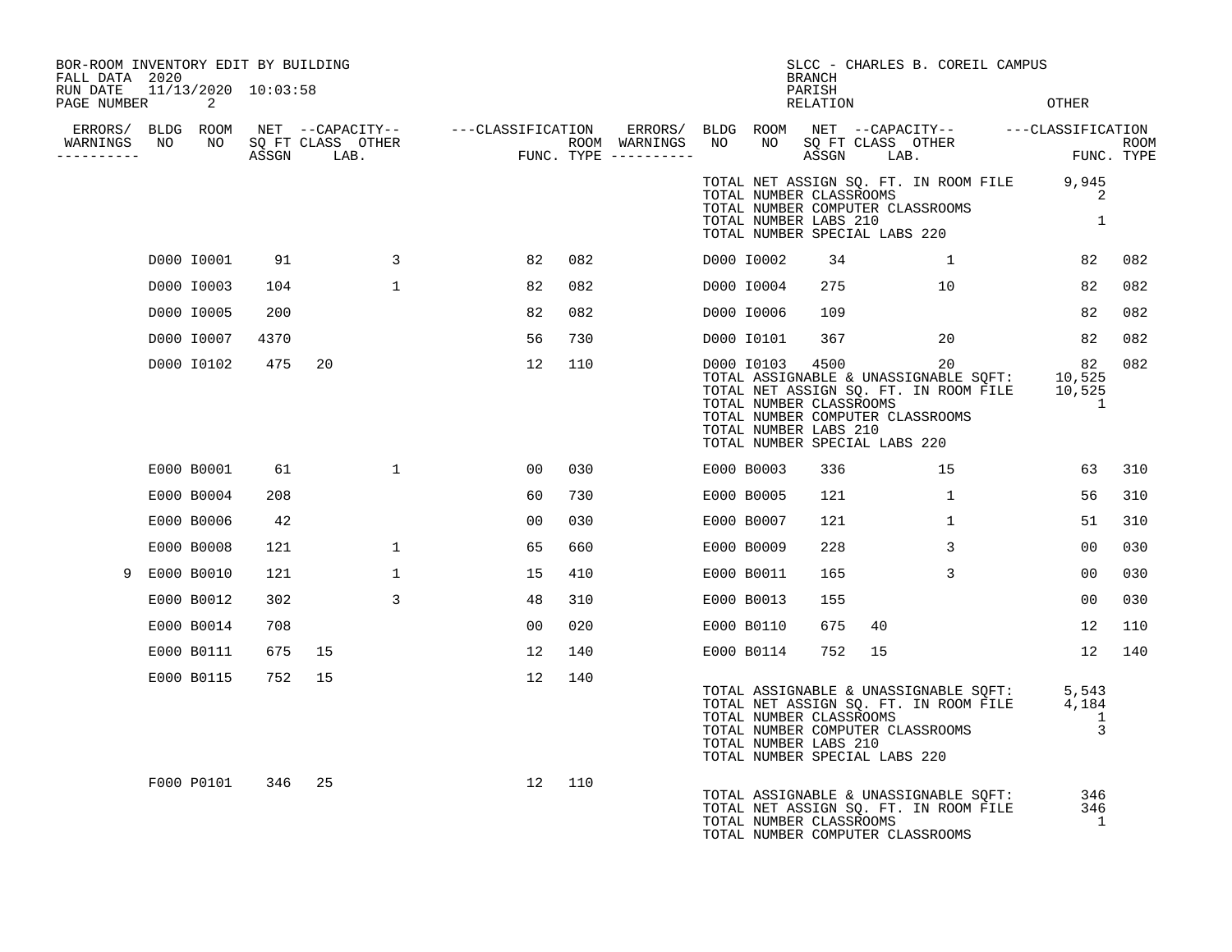BOR-ROOM INVENTORY EDIT BY BUILDING
FALL DATA 2020
RUN DATE 11/13/2020 10:03:58

SLCC - CHARLES B. COREIL CAMPUS
BRANCH
PARISH
RELATION OTHER

| ERRORS/ WARNINGS | BLDG NO | ROOM NO | NET SQ FT ASSGN | CAPACITY CLASS LAB. | CAPACITY OTHER | CLASSIFICATION FUNC. | ROOM TYPE | ERRORS/ WARNINGS | BLDG NO | ROOM NO | NET SQ FT ASSGN | CAPACITY CLASS LAB. | CAPACITY OTHER | CLASSIFICATION FUNC. | ROOM TYPE |
|---|---|---|---|---|---|---|---|---|---|---|---|---|---|---|---|
| | | | | | | | | | TOTAL NET ASSIGN SQ. FT. IN ROOM FILE | | | | | 9,945 | |
| | | | | | | | | | TOTAL NUMBER CLASSROOMS | | | | | 2 | |
| | | | | | | | | | TOTAL NUMBER COMPUTER CLASSROOMS | | | | | | |
| | | | | | | | | | TOTAL NUMBER LABS 210 | | | | | 1 | |
| | | | | | | | | | TOTAL NUMBER SPECIAL LABS 220 | | | | | | |
| | D000 | I0001 | 91 | | 3 | 82 | 082 | | D000 | I0002 | 34 | | 1 | 82 | 082 |
| | D000 | I0003 | 104 | | 1 | 82 | 082 | | D000 | I0004 | 275 | | 10 | 82 | 082 |
| | D000 | I0005 | 200 | | | 82 | 082 | | D000 | I0006 | 109 | | | 82 | 082 |
| | D000 | I0007 | 4370 | | | 56 | 730 | | D000 | I0101 | 367 | | 20 | 82 | 082 |
| | D000 | I0102 | 475 | 20 | | 12 | 110 | | D000 | I0103 | 4500 | | 20 | 82 | 082 |
| | | | | | | | | | TOTAL ASSIGNABLE & UNASSIGNABLE SQFT: | | | | | 10,525 | |
| | | | | | | | | | TOTAL NET ASSIGN SQ. FT. IN ROOM FILE | | | | | 10,525 | |
| | | | | | | | | | TOTAL NUMBER CLASSROOMS | | | | | 1 | |
| | | | | | | | | | TOTAL NUMBER COMPUTER CLASSROOMS | | | | | | |
| | | | | | | | | | TOTAL NUMBER LABS 210 | | | | | | |
| | | | | | | | | | TOTAL NUMBER SPECIAL LABS 220 | | | | | | |
| | E000 | B0001 | 61 | | 1 | 00 | 030 | | E000 | B0003 | 336 | | 15 | 63 | 310 |
| | E000 | B0004 | 208 | | | 60 | 730 | | E000 | B0005 | 121 | | 1 | 56 | 310 |
| | E000 | B0006 | 42 | | | 00 | 030 | | E000 | B0007 | 121 | | 1 | 51 | 310 |
| | E000 | B0008 | 121 | | 1 | 65 | 660 | | E000 | B0009 | 228 | | 3 | 00 | 030 |
| 9 | E000 | B0010 | 121 | | 1 | 15 | 410 | | E000 | B0011 | 165 | | 3 | 00 | 030 |
| | E000 | B0012 | 302 | | 3 | 48 | 310 | | E000 | B0013 | 155 | | | 00 | 030 |
| | E000 | B0014 | 708 | | | 00 | 020 | | E000 | B0110 | 675 | 40 | | 12 | 110 |
| | E000 | B0111 | 675 | 15 | | 12 | 140 | | E000 | B0114 | 752 | 15 | | 12 | 140 |
| | E000 | B0115 | 752 | 15 | | 12 | 140 | | | | | | | | |
| | | | | | | | | | TOTAL ASSIGNABLE & UNASSIGNABLE SQFT: | | | | | 5,543 | |
| | | | | | | | | | TOTAL NET ASSIGN SQ. FT. IN ROOM FILE | | | | | 4,184 | |
| | | | | | | | | | TOTAL NUMBER CLASSROOMS | | | | | 1 | |
| | | | | | | | | | TOTAL NUMBER COMPUTER CLASSROOMS | | | | | 3 | |
| | | | | | | | | | TOTAL NUMBER LABS 210 | | | | | | |
| | | | | | | | | | TOTAL NUMBER SPECIAL LABS 220 | | | | | | |
| | F000 | P0101 | 346 | 25 | | 12 | 110 | | | | | | | | |
| | | | | | | | | | TOTAL ASSIGNABLE & UNASSIGNABLE SQFT: | | | | | 346 | |
| | | | | | | | | | TOTAL NET ASSIGN SQ. FT. IN ROOM FILE | | | | | 346 | |
| | | | | | | | | | TOTAL NUMBER CLASSROOMS | | | | | 1 | |
| | | | | | | | | | TOTAL NUMBER COMPUTER CLASSROOMS | | | | | | |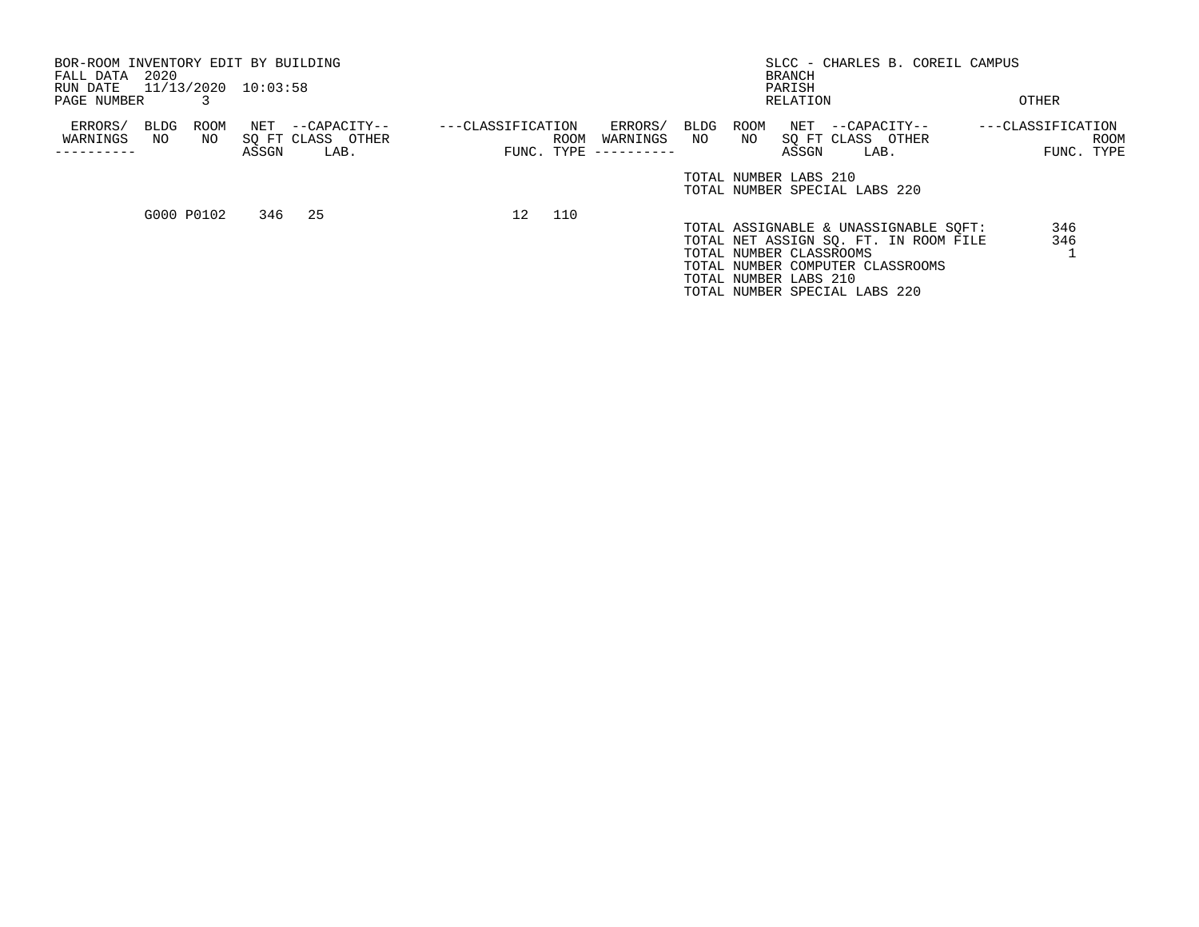BOR-ROOM INVENTORY EDIT BY BUILDING
FALL DATA 2020
RUN DATE 11/13/2020 10:03:58
PAGE NUMBER 3

SLCC - CHARLES B. COREIL CAMPUS
BRANCH
PARISH
RELATION
OTHER

| ERRORS/ WARNINGS | BLDG NO | ROOM NO | NET SQ FT ASSGN | CAPACITY CLASS | CAPACITY OTHER LAB. | CLASSIFICATION FUNC. | ROOM TYPE |
|---|---|---|---|---|---|---|---|
| | G000 | P0102 | 346 | 25 | | 12 | 110 |

TOTAL NUMBER LABS 210
TOTAL NUMBER SPECIAL LABS 220

TOTAL ASSIGNABLE & UNASSIGNABLE SQFT: 346
TOTAL NET ASSIGN SQ. FT. IN ROOM FILE 346
TOTAL NUMBER CLASSROOMS 1
TOTAL NUMBER COMPUTER CLASSROOMS
TOTAL NUMBER LABS 210
TOTAL NUMBER SPECIAL LABS 220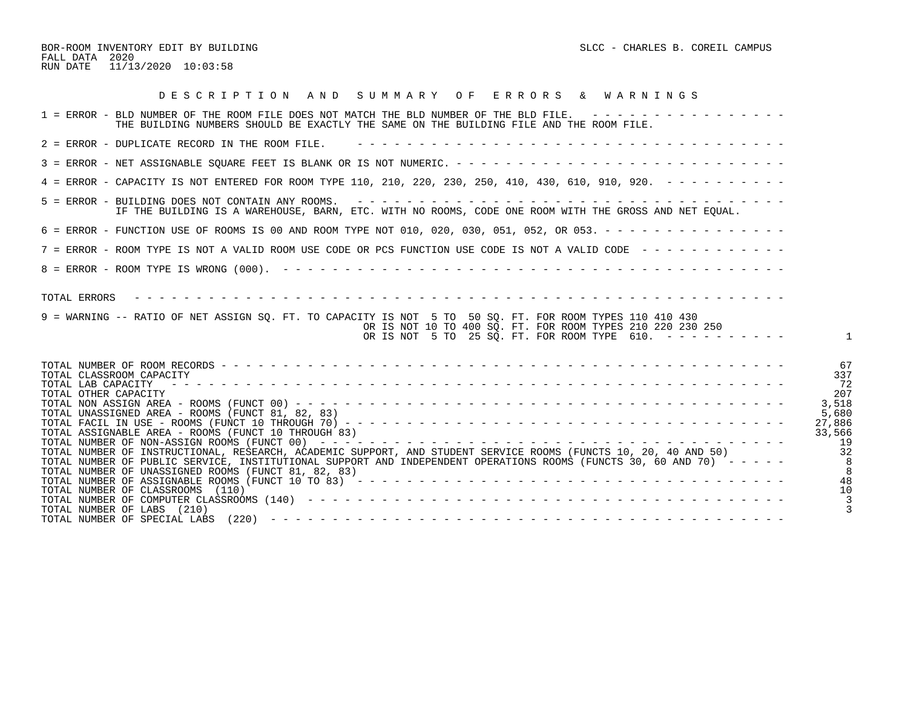BOR-ROOM INVENTORY EDIT BY BUILDING

FALL DATA 2020

RUN DATE 11/13/2020 10:03:58

SLCC - CHARLES B. COREIL CAMPUS

## D E S C R I P T I O N   A N D   S U M M A R Y   O F   E R R O R S   &   W A R N I N G S

| | |
|---|---|
| 1 = ERROR - BLD NUMBER OF THE ROOM FILE DOES NOT MATCH THE BLD NUMBER OF THE BLD FILE. THE BUILDING NUMBERS SHOULD BE EXACTLY THE SAME ON THE BUILDING FILE AND THE ROOM FILE. | |
| 2 = ERROR - DUPLICATE RECORD IN THE ROOM FILE. | |
| 3 = ERROR - NET ASSIGNABLE SQUARE FEET IS BLANK OR IS NOT NUMERIC. | |
| 4 = ERROR - CAPACITY IS NOT ENTERED FOR ROOM TYPE 110, 210, 220, 230, 250, 410, 430, 610, 910, 920. | |
| 5 = ERROR - BUILDING DOES NOT CONTAIN ANY ROOMS. IF THE BUILDING IS A WAREHOUSE, BARN, ETC. WITH NO ROOMS, CODE ONE ROOM WITH THE GROSS AND NET EQUAL. | |
| 6 = ERROR - FUNCTION USE OF ROOMS IS 00 AND ROOM TYPE NOT 010, 020, 030, 051, 052, OR 053. | |
| 7 = ERROR - ROOM TYPE IS NOT A VALID ROOM USE CODE OR PCS FUNCTION USE CODE IS NOT A VALID CODE | |
| 8 = ERROR - ROOM TYPE IS WRONG (000). | |
| TOTAL ERRORS | |
| 9 = WARNING -- RATIO OF NET ASSIGN SQ. FT. TO CAPACITY IS NOT 5 TO 50 SQ. FT. FOR ROOM TYPES 110 410 430 OR IS NOT 10 TO 400 SQ. FT. FOR ROOM TYPES 210 220 230 250 OR IS NOT 5 TO 25 SQ. FT. FOR ROOM TYPE 610. | 1 |

| | |
|---|---|
| TOTAL NUMBER OF ROOM RECORDS | 67 |
| TOTAL CLASSROOM CAPACITY | 337 |
| TOTAL LAB CAPACITY | 72 |
| TOTAL OTHER CAPACITY | 207 |
| TOTAL NON ASSIGN AREA - ROOMS (FUNCT 00) | 3,518 |
| TOTAL UNASSIGNED AREA - ROOMS (FUNCT 81, 82, 83) | 5,680 |
| TOTAL FACIL IN USE - ROOMS (FUNCT 10 THROUGH 70) | 27,886 |
| TOTAL ASSIGNABLE AREA - ROOMS (FUNCT 10 THROUGH 83) | 33,566 |
| TOTAL NUMBER OF NON-ASSIGN ROOMS (FUNCT 00) | 19 |
| TOTAL NUMBER OF INSTRUCTIONAL, RESEARCH, ACADEMIC SUPPORT, AND STUDENT SERVICE ROOMS (FUNCTS 10, 20, 40 AND 50) | 32 |
| TOTAL NUMBER OF PUBLIC SERVICE, INSTITUTIONAL SUPPORT AND INDEPENDENT OPERATIONS ROOMS (FUNCTS 30, 60 AND 70) | 8 |
| TOTAL NUMBER OF UNASSIGNED ROOMS (FUNCT 81, 82, 83) | 8 |
| TOTAL NUMBER OF ASSIGNABLE ROOMS (FUNCT 10 TO 83) | 48 |
| TOTAL NUMBER OF CLASSROOMS (110) | 10 |
| TOTAL NUMBER OF COMPUTER CLASSROOMS (140) | 3 |
| TOTAL NUMBER OF LABS (210) | 3 |
| TOTAL NUMBER OF SPECIAL LABS (220) | |